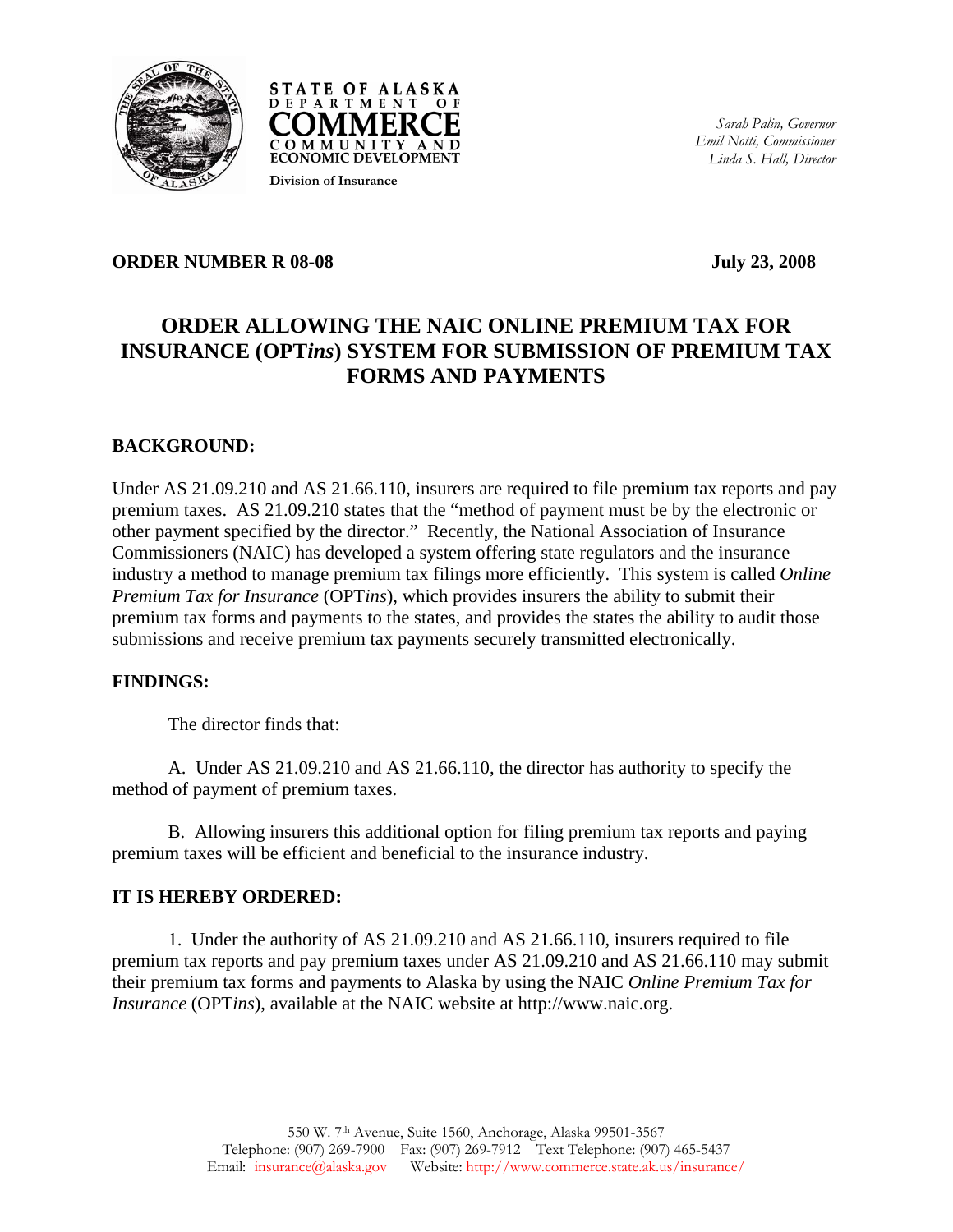STATE OF ALASKA
DEPARTMENT OF
COMMERCE
COMMUNITY AND
ECONOMIC DEVELOPMENT
**Division of Insurance**

*Sarah Palin, Governor*
*Emil Notti, Commissioner*
*Linda S. Hall, Director*

**ORDER NUMBER R 08-08** **July 23, 2008**

# ORDER ALLOWING THE NAIC ONLINE PREMIUM TAX FOR INSURANCE (OPT*ins*) SYSTEM FOR SUBMISSION OF PREMIUM TAX FORMS AND PAYMENTS

## BACKGROUND:

Under AS 21.09.210 and AS 21.66.110, insurers are required to file premium tax reports and pay premium taxes. AS 21.09.210 states that the "method of payment must be by the electronic or other payment specified by the director." Recently, the National Association of Insurance Commissioners (NAIC) has developed a system offering state regulators and the insurance industry a method to manage premium tax filings more efficiently. This system is called *Online Premium Tax for Insurance* (OPT*ins*), which provides insurers the ability to submit their premium tax forms and payments to the states, and provides the states the ability to audit those submissions and receive premium tax payments securely transmitted electronically.

## FINDINGS:

The director finds that:

A. Under AS 21.09.210 and AS 21.66.110, the director has authority to specify the method of payment of premium taxes.

B. Allowing insurers this additional option for filing premium tax reports and paying premium taxes will be efficient and beneficial to the insurance industry.

## IT IS HEREBY ORDERED:

1. Under the authority of AS 21.09.210 and AS 21.66.110, insurers required to file premium tax reports and pay premium taxes under AS 21.09.210 and AS 21.66.110 may submit their premium tax forms and payments to Alaska by using the NAIC *Online Premium Tax for Insurance* (OPT*ins*), available at the NAIC website at http://www.naic.org.

550 W. 7th Avenue, Suite 1560, Anchorage, Alaska 99501-3567
Telephone: (907) 269-7900 Fax: (907) 269-7912 Text Telephone: (907) 465-5437
Email: insurance@alaska.gov Website: http://www.commerce.state.ak.us/insurance/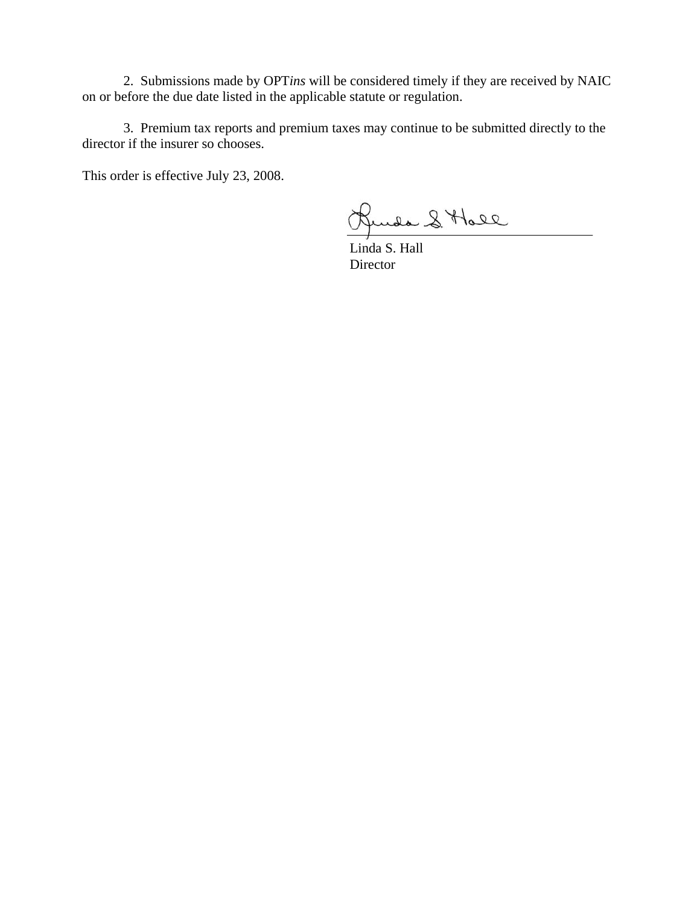2. Submissions made by OPT*ins* will be considered timely if they are received by NAIC on or before the due date listed in the applicable statute or regulation.

3. Premium tax reports and premium taxes may continue to be submitted directly to the director if the insurer so chooses.

This order is effective July 23, 2008.

Linda S. Hall
Director